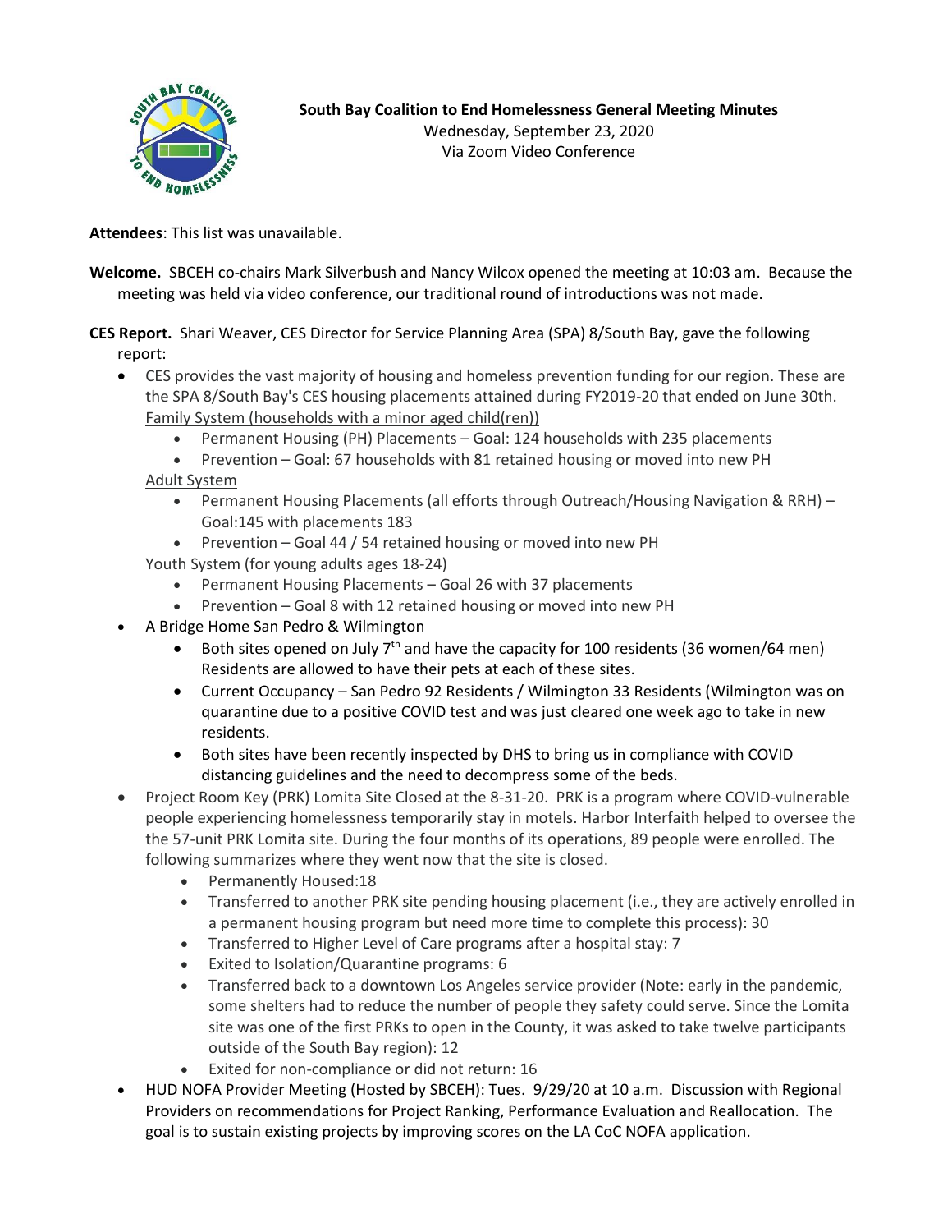**South Bay Coalition to End Homelessness General Meeting Minutes**
Wednesday, September 23, 2020
Via Zoom Video Conference

**Attendees**: This list was unavailable.

**Welcome.** SBCEH co-chairs Mark Silverbush and Nancy Wilcox opened the meeting at 10:03 am. Because the meeting was held via video conference, our traditional round of introductions was not made.

**CES Report.** Shari Weaver, CES Director for Service Planning Area (SPA) 8/South Bay, gave the following report:

- CES provides the vast majority of housing and homeless prevention funding for our region. These are the SPA 8/South Bay's CES housing placements attained during FY2019-20 that ended on June 30th.
  Family System (households with a minor aged child(ren))
  - Permanent Housing (PH) Placements – Goal: 124 households with 235 placements
  - Prevention – Goal: 67 households with 81 retained housing or moved into new PH

  Adult System
  - Permanent Housing Placements (all efforts through Outreach/Housing Navigation & RRH) – Goal:145 with placements 183
  - Prevention – Goal 44 / 54 retained housing or moved into new PH

  Youth System (for young adults ages 18-24)
  - Permanent Housing Placements – Goal 26 with 37 placements
  - Prevention – Goal 8 with 12 retained housing or moved into new PH
- A Bridge Home San Pedro & Wilmington
  - Both sites opened on July 7th and have the capacity for 100 residents (36 women/64 men) Residents are allowed to have their pets at each of these sites.
  - Current Occupancy – San Pedro 92 Residents / Wilmington 33 Residents (Wilmington was on quarantine due to a positive COVID test and was just cleared one week ago to take in new residents.
  - Both sites have been recently inspected by DHS to bring us in compliance with COVID distancing guidelines and the need to decompress some of the beds.
- Project Room Key (PRK) Lomita Site Closed at the 8-31-20. PRK is a program where COVID-vulnerable people experiencing homelessness temporarily stay in motels. Harbor Interfaith helped to oversee the the 57-unit PRK Lomita site. During the four months of its operations, 89 people were enrolled. The following summarizes where they went now that the site is closed.
  - Permanently Housed:18
  - Transferred to another PRK site pending housing placement (i.e., they are actively enrolled in a permanent housing program but need more time to complete this process): 30
  - Transferred to Higher Level of Care programs after a hospital stay: 7
  - Exited to Isolation/Quarantine programs: 6
  - Transferred back to a downtown Los Angeles service provider (Note: early in the pandemic, some shelters had to reduce the number of people they safety could serve. Since the Lomita site was one of the first PRKs to open in the County, it was asked to take twelve participants outside of the South Bay region): 12
  - Exited for non-compliance or did not return: 16
- HUD NOFA Provider Meeting (Hosted by SBCEH): Tues. 9/29/20 at 10 a.m. Discussion with Regional Providers on recommendations for Project Ranking, Performance Evaluation and Reallocation. The goal is to sustain existing projects by improving scores on the LA CoC NOFA application.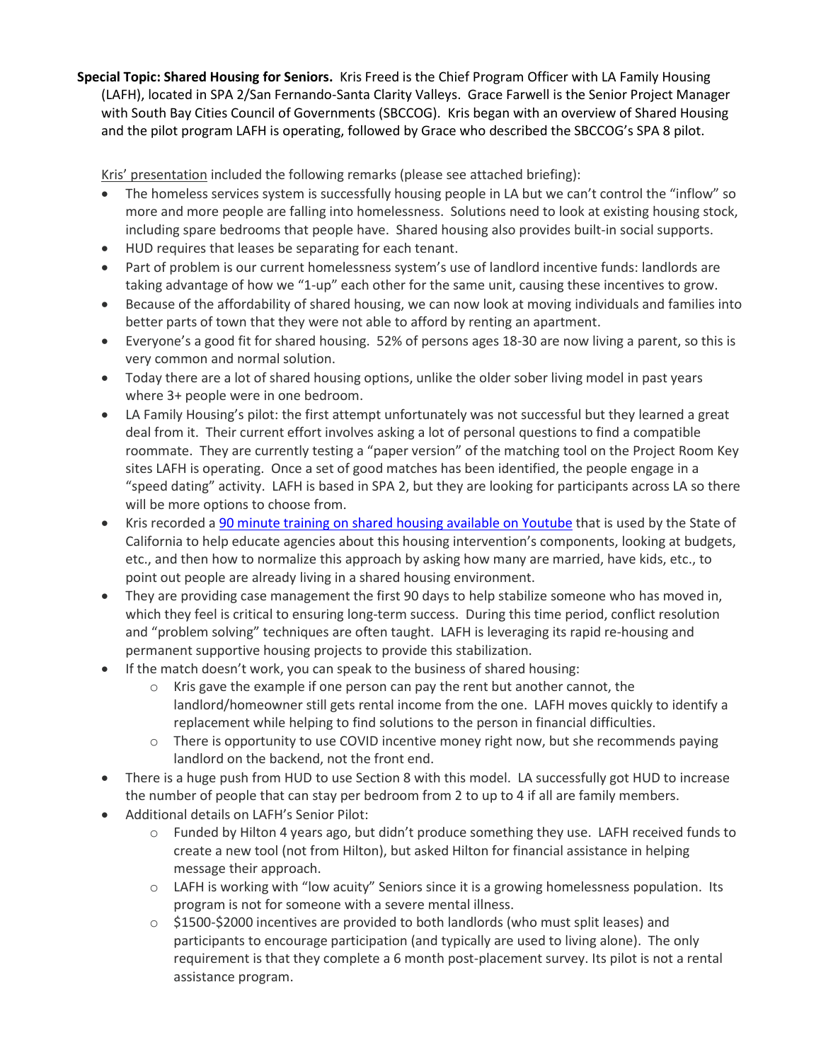**Special Topic: Shared Housing for Seniors.** Kris Freed is the Chief Program Officer with LA Family Housing (LAFH), located in SPA 2/San Fernando-Santa Clarity Valleys. Grace Farwell is the Senior Project Manager with South Bay Cities Council of Governments (SBCCOG). Kris began with an overview of Shared Housing and the pilot program LAFH is operating, followed by Grace who described the SBCCOG's SPA 8 pilot.

Kris' presentation included the following remarks (please see attached briefing):

- The homeless services system is successfully housing people in LA but we can't control the "inflow" so more and more people are falling into homelessness. Solutions need to look at existing housing stock, including spare bedrooms that people have. Shared housing also provides built-in social supports.
- HUD requires that leases be separating for each tenant.
- Part of problem is our current homelessness system's use of landlord incentive funds: landlords are taking advantage of how we "1-up" each other for the same unit, causing these incentives to grow.
- Because of the affordability of shared housing, we can now look at moving individuals and families into better parts of town that they were not able to afford by renting an apartment.
- Everyone's a good fit for shared housing. 52% of persons ages 18-30 are now living a parent, so this is very common and normal solution.
- Today there are a lot of shared housing options, unlike the older sober living model in past years where 3+ people were in one bedroom.
- LA Family Housing's pilot: the first attempt unfortunately was not successful but they learned a great deal from it. Their current effort involves asking a lot of personal questions to find a compatible roommate. They are currently testing a "paper version" of the matching tool on the Project Room Key sites LAFH is operating. Once a set of good matches has been identified, the people engage in a "speed dating" activity. LAFH is based in SPA 2, but they are looking for participants across LA so there will be more options to choose from.
- Kris recorded a 90 minute training on shared housing available on Youtube that is used by the State of California to help educate agencies about this housing intervention's components, looking at budgets, etc., and then how to normalize this approach by asking how many are married, have kids, etc., to point out people are already living in a shared housing environment.
- They are providing case management the first 90 days to help stabilize someone who has moved in, which they feel is critical to ensuring long-term success. During this time period, conflict resolution and "problem solving" techniques are often taught. LAFH is leveraging its rapid re-housing and permanent supportive housing projects to provide this stabilization.
- If the match doesn't work, you can speak to the business of shared housing:
  - Kris gave the example if one person can pay the rent but another cannot, the landlord/homeowner still gets rental income from the one. LAFH moves quickly to identify a replacement while helping to find solutions to the person in financial difficulties.
  - There is opportunity to use COVID incentive money right now, but she recommends paying landlord on the backend, not the front end.
- There is a huge push from HUD to use Section 8 with this model. LA successfully got HUD to increase the number of people that can stay per bedroom from 2 to up to 4 if all are family members.
- Additional details on LAFH's Senior Pilot:
  - Funded by Hilton 4 years ago, but didn't produce something they use. LAFH received funds to create a new tool (not from Hilton), but asked Hilton for financial assistance in helping message their approach.
  - LAFH is working with "low acuity" Seniors since it is a growing homelessness population. Its program is not for someone with a severe mental illness.
  - $1500-$2000 incentives are provided to both landlords (who must split leases) and participants to encourage participation (and typically are used to living alone). The only requirement is that they complete a 6 month post-placement survey. Its pilot is not a rental assistance program.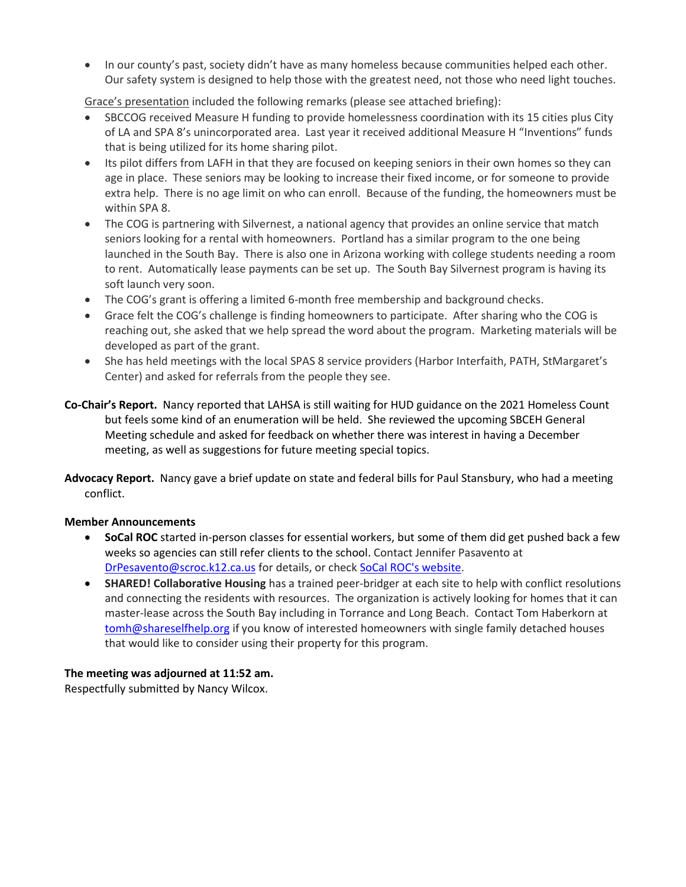- In our county's past, society didn't have as many homeless because communities helped each other. Our safety system is designed to help those with the greatest need, not those who need light touches.

Grace's presentation included the following remarks (please see attached briefing):

- SBCCOG received Measure H funding to provide homelessness coordination with its 15 cities plus City of LA and SPA 8's unincorporated area. Last year it received additional Measure H "Inventions" funds that is being utilized for its home sharing pilot.
- Its pilot differs from LAFH in that they are focused on keeping seniors in their own homes so they can age in place. These seniors may be looking to increase their fixed income, or for someone to provide extra help. There is no age limit on who can enroll. Because of the funding, the homeowners must be within SPA 8.
- The COG is partnering with Silvernest, a national agency that provides an online service that match seniors looking for a rental with homeowners. Portland has a similar program to the one being launched in the South Bay. There is also one in Arizona working with college students needing a room to rent. Automatically lease payments can be set up. The South Bay Silvernest program is having its soft launch very soon.
- The COG's grant is offering a limited 6-month free membership and background checks.
- Grace felt the COG's challenge is finding homeowners to participate. After sharing who the COG is reaching out, she asked that we help spread the word about the program. Marketing materials will be developed as part of the grant.
- She has held meetings with the local SPAS 8 service providers (Harbor Interfaith, PATH, StMargaret's Center) and asked for referrals from the people they see.

**Co-Chair's Report.** Nancy reported that LAHSA is still waiting for HUD guidance on the 2021 Homeless Count but feels some kind of an enumeration will be held. She reviewed the upcoming SBCEH General Meeting schedule and asked for feedback on whether there was interest in having a December meeting, as well as suggestions for future meeting special topics.

**Advocacy Report.** Nancy gave a brief update on state and federal bills for Paul Stansbury, who had a meeting conflict.

**Member Announcements**

- **SoCal ROC** started in-person classes for essential workers, but some of them did get pushed back a few weeks so agencies can still refer clients to the school. Contact Jennifer Pasavento at DrPesavento@scroc.k12.ca.us for details, or check SoCal ROC's website.
- **SHARED! Collaborative Housing** has a trained peer-bridger at each site to help with conflict resolutions and connecting the residents with resources. The organization is actively looking for homes that it can master-lease across the South Bay including in Torrance and Long Beach. Contact Tom Haberkorn at tomh@shareselfhelp.org if you know of interested homeowners with single family detached houses that would like to consider using their property for this program.

**The meeting was adjourned at 11:52 am.**

Respectfully submitted by Nancy Wilcox.